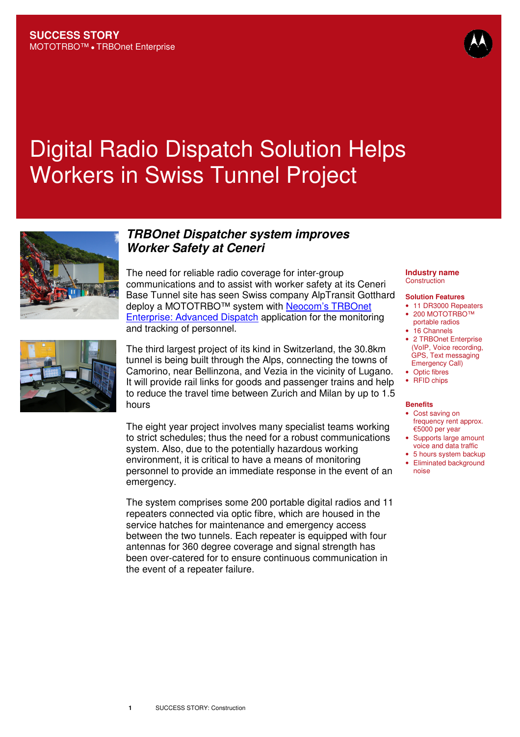**SUCCESS STORY**
MOTOTRBO™ • TRBOnet Enterprise

# Digital Radio Dispatch Solution Helps Workers in Swiss Tunnel Project

## *TRBOnet Dispatcher system improves Worker Safety at Ceneri*

The need for reliable radio coverage for inter-group communications and to assist with worker safety at its Ceneri Base Tunnel site has seen Swiss company AlpTransit Gotthard deploy a MOTOTRBO™ system with [Neocom's TRBOnet Enterprise: Advanced Dispatch](Neocom's TRBOnet Enterprise: Advanced Dispatch) application for the monitoring and tracking of personnel.

The third largest project of its kind in Switzerland, the 30.8km tunnel is being built through the Alps, connecting the towns of Camorino, near Bellinzona, and Vezia in the vicinity of Lugano. It will provide rail links for goods and passenger trains and help to reduce the travel time between Zurich and Milan by up to 1.5 hours

The eight year project involves many specialist teams working to strict schedules; thus the need for a robust communications system. Also, due to the potentially hazardous working environment, it is critical to have a means of monitoring personnel to provide an immediate response in the event of an emergency.

The system comprises some 200 portable digital radios and 11 repeaters connected via optic fibre, which are housed in the service hatches for maintenance and emergency access between the two tunnels. Each repeater is equipped with four antennas for 360 degree coverage and signal strength has been over-catered for to ensure continuous communication in the event of a repeater failure.

**Industry name**
Construction

**Solution Features**

- 11 DR3000 Repeaters
- 200 MOTOTRBO™ portable radios
- 16 Channels
- 2 TRBOnet Enterprise (VoIP, Voice recording, GPS, Text messaging Emergency Call)
- Optic fibres
- RFID chips

**Benefits**

- Cost saving on frequency rent approx. €5000 per year
- Supports large amount voice and data traffic
- 5 hours system backup
- Eliminated background noise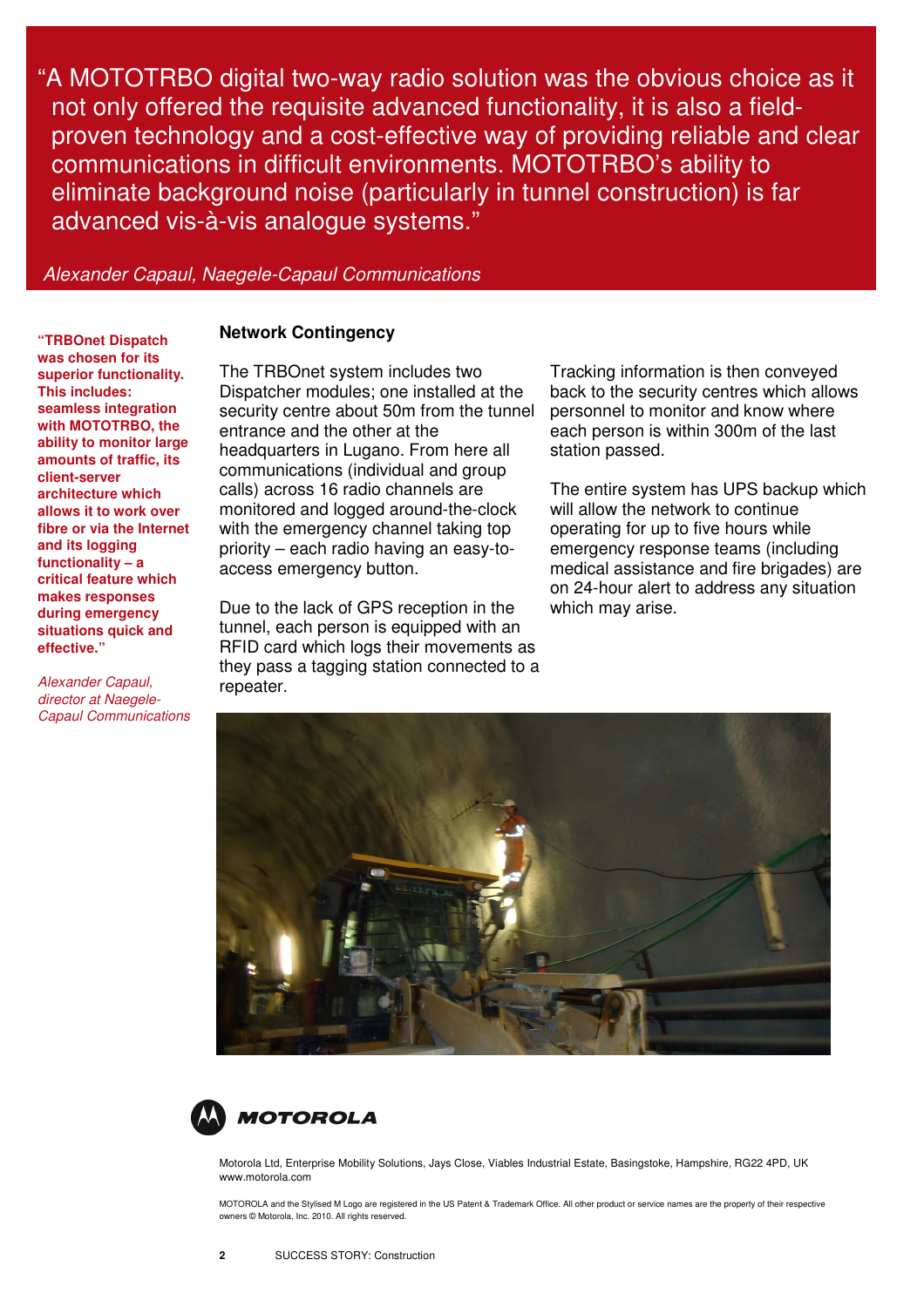"A MOTOTRBO digital two-way radio solution was the obvious choice as it not only offered the requisite advanced functionality, it is also a field-proven technology and a cost-effective way of providing reliable and clear communications in difficult environments. MOTOTRBO's ability to eliminate background noise (particularly in tunnel construction) is far advanced vis-à-vis analogue systems."

*Alexander Capaul, Naegele-Capaul Communications*

**"TRBOnet Dispatch was chosen for its superior functionality. This includes: seamless integration with MOTOTRBO, the ability to monitor large amounts of traffic, its client-server architecture which allows it to work over fibre or via the Internet and its logging functionality – a critical feature which makes responses during emergency situations quick and effective."**

*Alexander Capaul, director at Naegele-Capaul Communications*

**Network Contingency**

The TRBOnet system includes two Dispatcher modules; one installed at the security centre about 50m from the tunnel entrance and the other at the headquarters in Lugano. From here all communications (individual and group calls) across 16 radio channels are monitored and logged around-the-clock with the emergency channel taking top priority – each radio having an easy-to-access emergency button.

Due to the lack of GPS reception in the tunnel, each person is equipped with an RFID card which logs their movements as they pass a tagging station connected to a repeater.

Tracking information is then conveyed back to the security centres which allows personnel to monitor and know where each person is within 300m of the last station passed.

The entire system has UPS backup which will allow the network to continue operating for up to five hours while emergency response teams (including medical assistance and fire brigades) are on 24-hour alert to address any situation which may arise.

MOTOROLA

Motorola Ltd, Enterprise Mobility Solutions, Jays Close, Viables Industrial Estate, Basingstoke, Hampshire, RG22 4PD, UK
www.motorola.com

MOTOROLA and the Stylised M Logo are registered in the US Patent & Trademark Office. All other product or service names are the property of their respective owners © Motorola, Inc. 2010. All rights reserved.